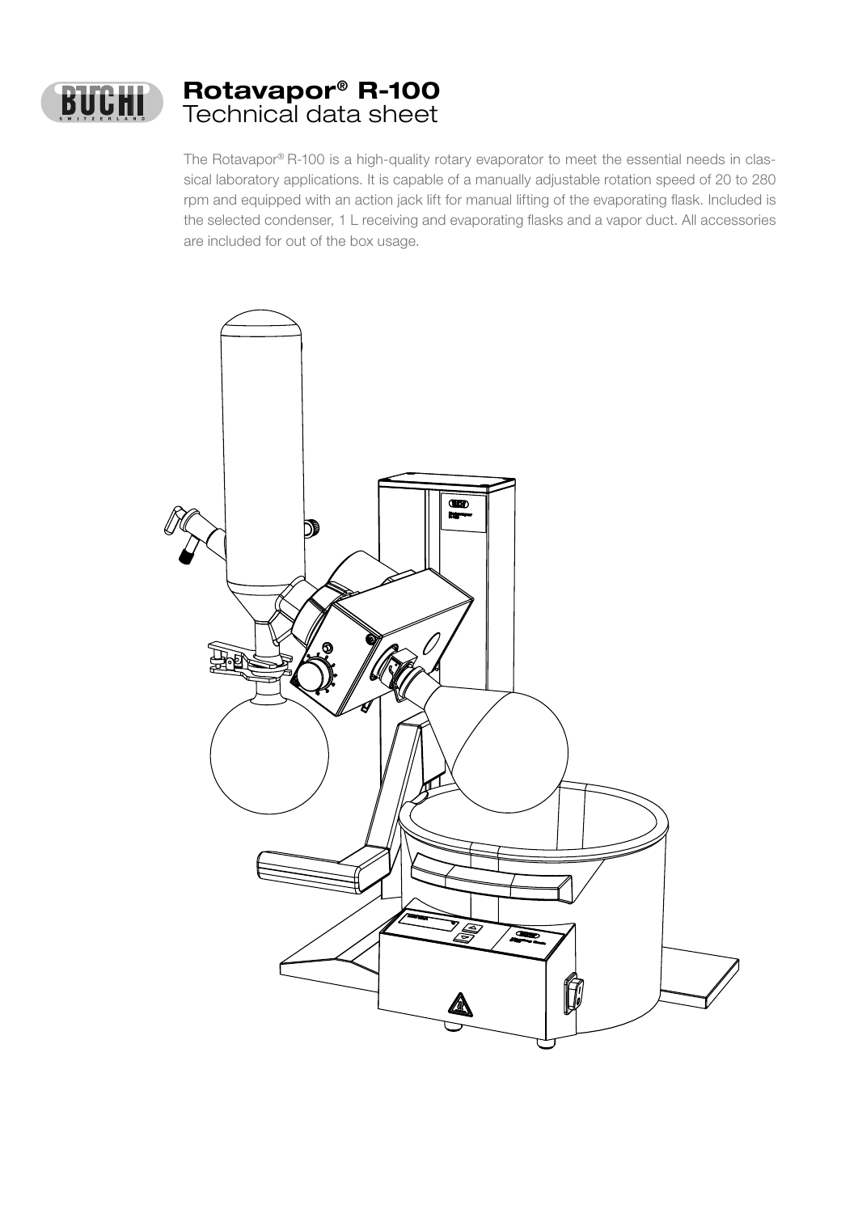# Rotavapor® R-100
## Technical data sheet

The Rotavapor® R-100 is a high-quality rotary evaporator to meet the essential needs in classical laboratory applications. It is capable of a manually adjustable rotation speed of 20 to 280 rpm and equipped with an action jack lift for manual lifting of the evaporating flask. Included is the selected condenser, 1 L receiving and evaporating flasks and a vapor duct. All accessories are included for out of the box usage.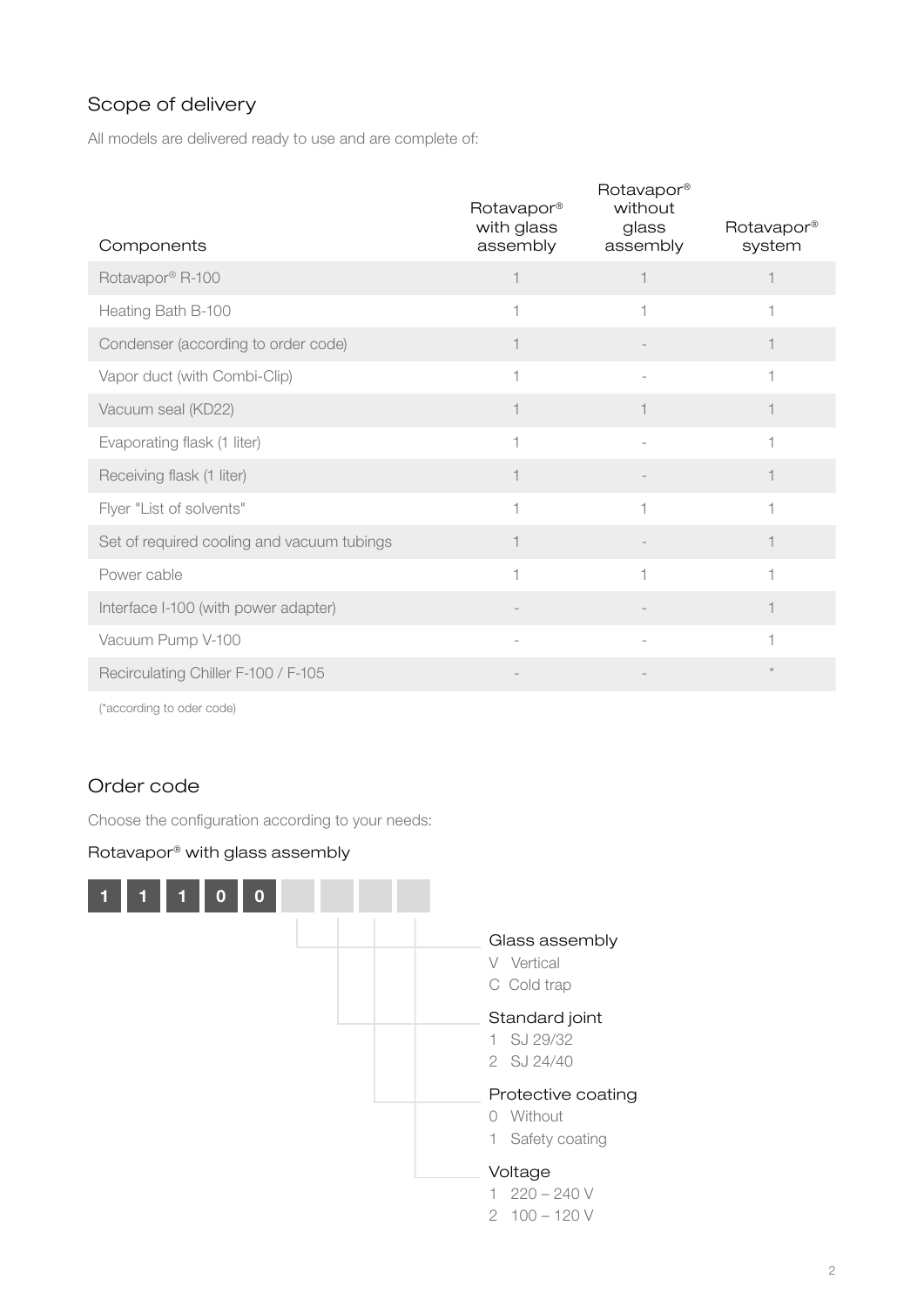## Scope of delivery

All models are delivered ready to use and are complete of:

| Components | Rotavapor® with glass assembly | Rotavapor® without glass assembly | Rotavapor® system |
|---|---|---|---|
| Rotavapor® R-100 | 1 | 1 | 1 |
| Heating Bath B-100 | 1 | 1 | 1 |
| Condenser (according to order code) | 1 | - | 1 |
| Vapor duct (with Combi-Clip) | 1 | - | 1 |
| Vacuum seal (KD22) | 1 | 1 | 1 |
| Evaporating flask (1 liter) | 1 | - | 1 |
| Receiving flask (1 liter) | 1 | - | 1 |
| Flyer "List of solvents" | 1 | 1 | 1 |
| Set of required cooling and vacuum tubings | 1 | - | 1 |
| Power cable | 1 | 1 | 1 |
| Interface I-100 (with power adapter) | - | - | 1 |
| Vacuum Pump V-100 | - | - | 1 |
| Recirculating Chiller F-100 / F-105 | - | - | * |

(*according to oder code)

## Order code

Choose the configuration according to your needs:

### Rotavapor® with glass assembly

1 1 1 0 0 _ _ _ _

**Glass assembly**
- V Vertical
- C Cold trap

**Standard joint**
- 1 SJ 29/32
- 2 SJ 24/40

**Protective coating**
- 0 Without
- 1 Safety coating

**Voltage**
- 1 220 – 240 V
- 2 100 – 120 V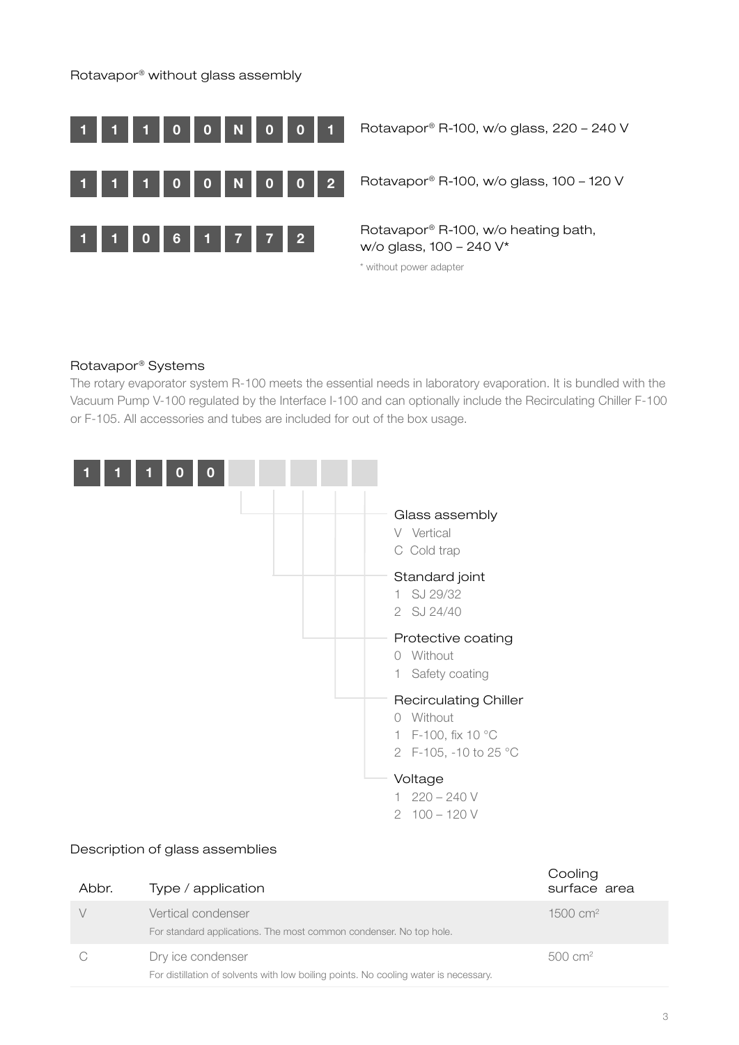## Rotavapor® without glass assembly

| Order code | Description |
|---|---|
| 1 1 1 0 0 N 0 0 1 | Rotavapor® R-100, w/o glass, 220 – 240 V |
| 1 1 1 0 0 N 0 0 2 | Rotavapor® R-100, w/o glass, 100 – 120 V |
| 1 1 0 6 1 7 7 2 | Rotavapor® R-100, w/o heating bath, w/o glass, 100 – 240 V* |

\* without power adapter

## Rotavapor® Systems

The rotary evaporator system R-100 meets the essential needs in laboratory evaporation. It is bundled with the Vacuum Pump V-100 regulated by the Interface I-100 and can optionally include the Recirculating Chiller F-100 or F-105. All accessories and tubes are included for out of the box usage.

**1 1 1 0 0 _ _ _ _ _**

**Glass assembly**
- V Vertical
- C Cold trap

**Standard joint**
- 1 SJ 29/32
- 2 SJ 24/40

**Protective coating**
- 0 Without
- 1 Safety coating

**Recirculating Chiller**
- 0 Without
- 1 F-100, fix 10 °C
- 2 F-105, -10 to 25 °C

**Voltage**
- 1 220 – 240 V
- 2 100 – 120 V

## Description of glass assemblies

| Abbr. | Type / application | Cooling surface area |
|---|---|---|
| V | Vertical condenser<br>For standard applications. The most common condenser. No top hole. | 1500 cm² |
| C | Dry ice condenser<br>For distillation of solvents with low boiling points. No cooling water is necessary. | 500 cm² |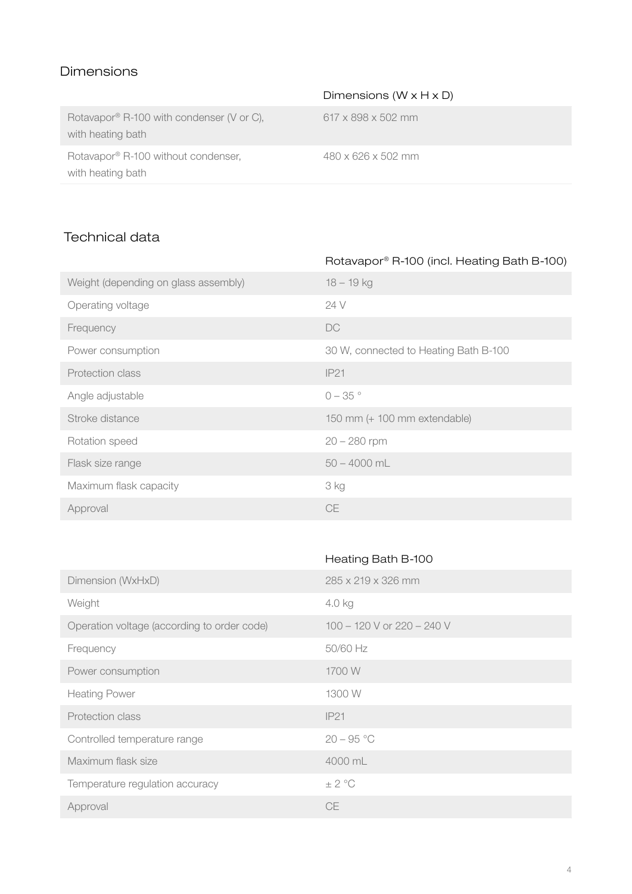## Dimensions

| | Dimensions (W x H x D) |
|---|---|
| Rotavapor® R-100 with condenser (V or C), with heating bath | 617 x 898 x 502 mm |
| Rotavapor® R-100 without condenser, with heating bath | 480 x 626 x 502 mm |

## Technical data

| | Rotavapor® R-100 (incl. Heating Bath B-100) |
|---|---|
| Weight (depending on glass assembly) | 18 – 19 kg |
| Operating voltage | 24 V |
| Frequency | DC |
| Power consumption | 30 W, connected to Heating Bath B-100 |
| Protection class | IP21 |
| Angle adjustable | 0 – 35 ° |
| Stroke distance | 150 mm (+ 100 mm extendable) |
| Rotation speed | 20 – 280 rpm |
| Flask size range | 50 – 4000 mL |
| Maximum flask capacity | 3 kg |
| Approval | CE |

| | Heating Bath B-100 |
|---|---|
| Dimension (WxHxD) | 285 x 219 x 326 mm |
| Weight | 4.0 kg |
| Operation voltage (according to order code) | 100 – 120 V or 220 – 240 V |
| Frequency | 50/60 Hz |
| Power consumption | 1700 W |
| Heating Power | 1300 W |
| Protection class | IP21 |
| Controlled temperature range | 20 – 95 °C |
| Maximum flask size | 4000 mL |
| Temperature regulation accuracy | ± 2 °C |
| Approval | CE |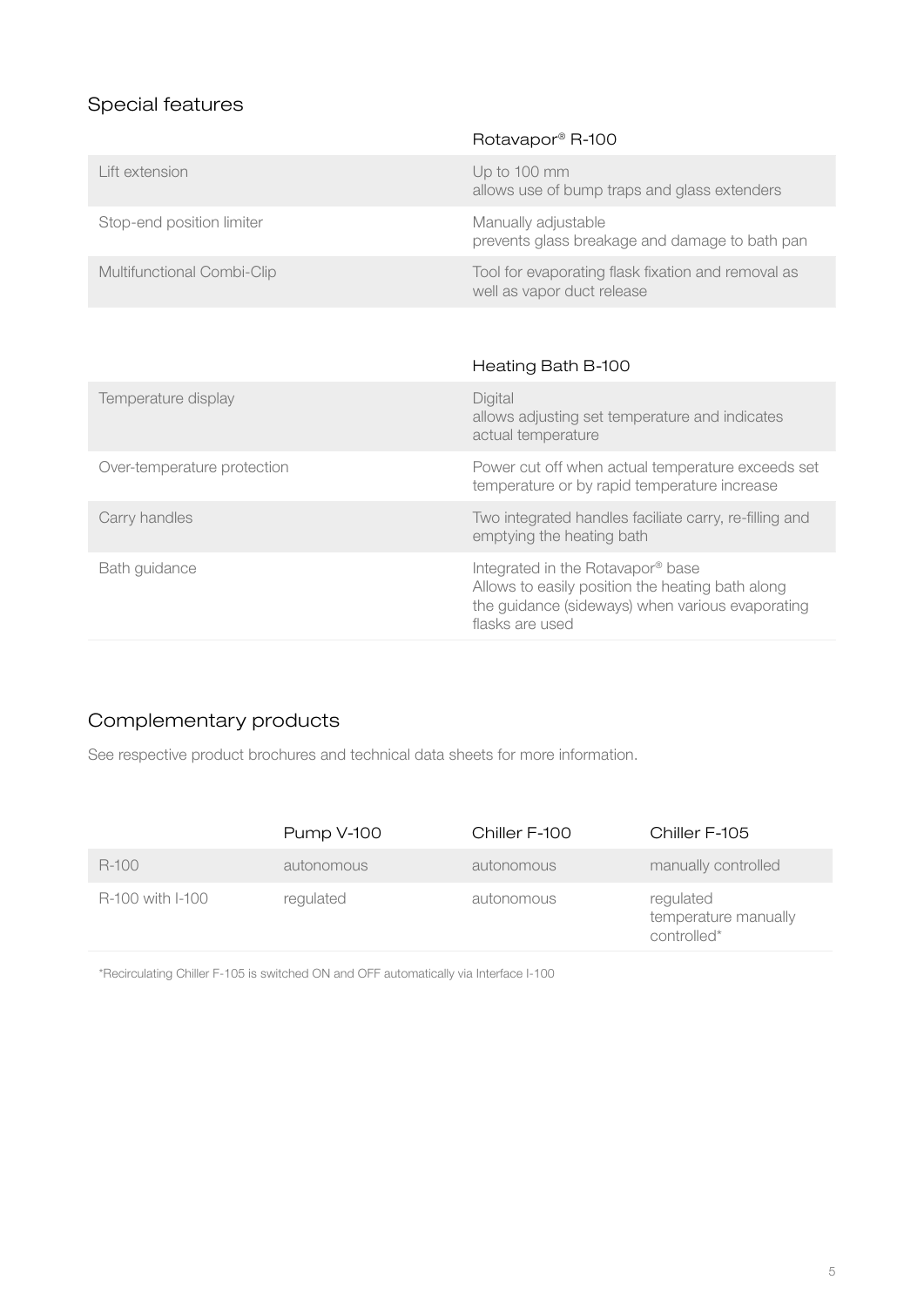## Special features

| | Rotavapor® R-100 |
| --- | --- |
| Lift extension | Up to 100 mm<br>allows use of bump traps and glass extenders |
| Stop-end position limiter | Manually adjustable<br>prevents glass breakage and damage to bath pan |
| Multifunctional Combi-Clip | Tool for evaporating flask fixation and removal as well as vapor duct release |

| | Heating Bath B-100 |
| --- | --- |
| Temperature display | Digital<br>allows adjusting set temperature and indicates actual temperature |
| Over-temperature protection | Power cut off when actual temperature exceeds set temperature or by rapid temperature increase |
| Carry handles | Two integrated handles faciliate carry, re-filling and emptying the heating bath |
| Bath guidance | Integrated in the Rotavapor® base<br>Allows to easily position the heating bath along the guidance (sideways) when various evaporating flasks are used |

## Complementary products

See respective product brochures and technical data sheets for more information.

| | Pump V-100 | Chiller F-100 | Chiller F-105 |
| --- | --- | --- | --- |
| R-100 | autonomous | autonomous | manually controlled |
| R-100 with I-100 | regulated | autonomous | regulated<br>temperature manually controlled* |

*Recirculating Chiller F-105 is switched ON and OFF automatically via Interface I-100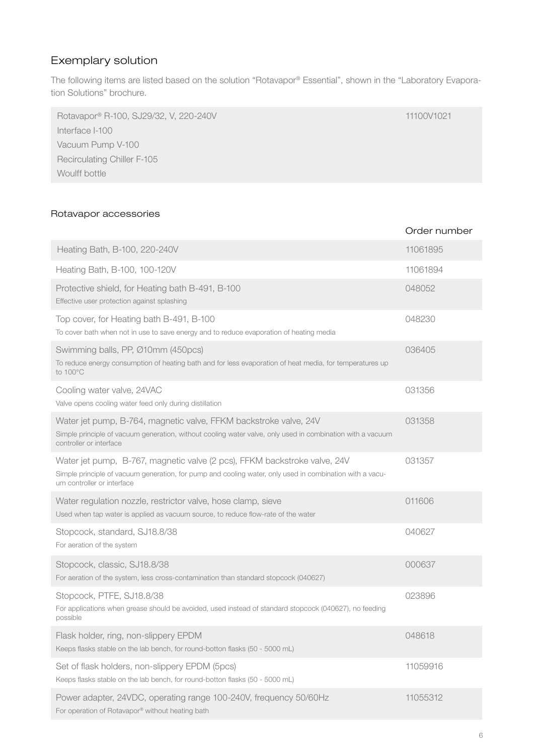## Exemplary solution

The following items are listed based on the solution "Rotavapor® Essential", shown in the "Laboratory Evaporation Solutions" brochure.

| | |
|---|---|
| Rotavapor® R-100, SJ29/32, V, 220-240V<br>Interface I-100<br>Vacuum Pump V-100<br>Recirculating Chiller F-105<br>Woulff bottle | 11100V1021 |

### Rotavapor accessories

| | Order number |
|---|---|
| Heating Bath, B-100, 220-240V | 11061895 |
| Heating Bath, B-100, 100-120V | 11061894 |
| Protective shield, for Heating bath B-491, B-100<br>Effective user protection against splashing | 048052 |
| Top cover, for Heating bath B-491, B-100<br>To cover bath when not in use to save energy and to reduce evaporation of heating media | 048230 |
| Swimming balls, PP, Ø10mm (450pcs)<br>To reduce energy consumption of heating bath and for less evaporation of heat media, for temperatures up to 100°C | 036405 |
| Cooling water valve, 24VAC<br>Valve opens cooling water feed only during distillation | 031356 |
| Water jet pump, B-764, magnetic valve, FFKM backstroke valve, 24V<br>Simple principle of vacuum generation, without cooling water valve, only used in combination with a vacuum controller or interface | 031358 |
| Water jet pump, B-767, magnetic valve (2 pcs), FFKM backstroke valve, 24V<br>Simple principle of vacuum generation, for pump and cooling water, only used in combination with a vacuum controller or interface | 031357 |
| Water regulation nozzle, restrictor valve, hose clamp, sieve<br>Used when tap water is applied as vacuum source, to reduce flow-rate of the water | 011606 |
| Stopcock, standard, SJ18.8/38<br>For aeration of the system | 040627 |
| Stopcock, classic, SJ18.8/38<br>For aeration of the system, less cross-contamination than standard stopcock (040627) | 000637 |
| Stopcock, PTFE, SJ18.8/38<br>For applications when grease should be avoided, used instead of standard stopcock (040627), no feeding possible | 023896 |
| Flask holder, ring, non-slippery EPDM<br>Keeps flasks stable on the lab bench, for round-botton flasks (50 - 5000 mL) | 048618 |
| Set of flask holders, non-slippery EPDM (5pcs)<br>Keeps flasks stable on the lab bench, for round-botton flasks (50 - 5000 mL) | 11059916 |
| Power adapter, 24VDC, operating range 100-240V, frequency 50/60Hz<br>For operation of Rotavapor® without heating bath | 11055312 |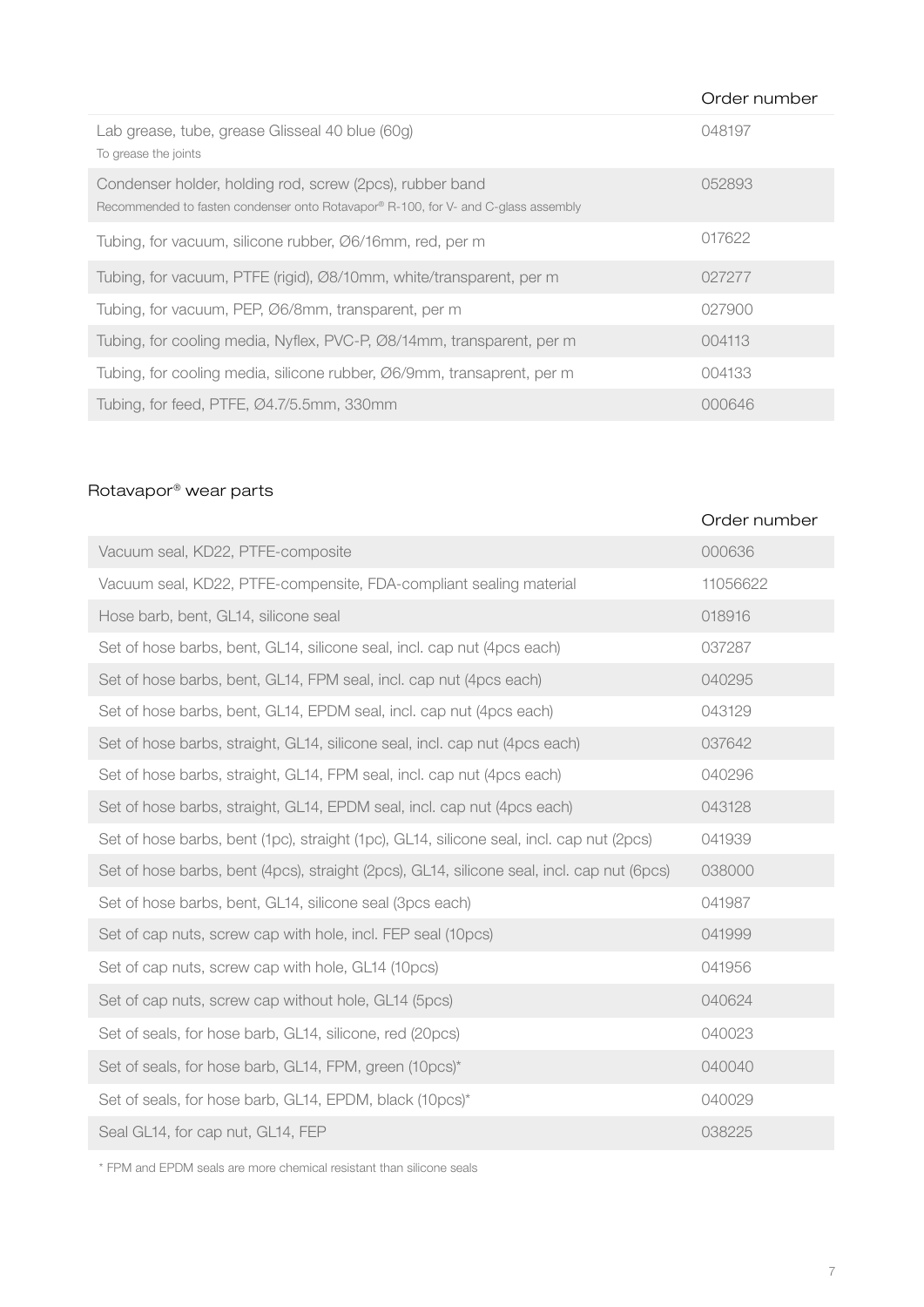| | Order number |
|---|---|
| Lab grease, tube, grease Glisseal 40 blue (60g)<br>To grease the joints | 048197 |
| Condenser holder, holding rod, screw (2pcs), rubber band<br>Recommended to fasten condenser onto Rotavapor® R-100, for V- and C-glass assembly | 052893 |
| Tubing, for vacuum, silicone rubber, Ø6/16mm, red, per m | 017622 |
| Tubing, for vacuum, PTFE (rigid), Ø8/10mm, white/transparent, per m | 027277 |
| Tubing, for vacuum, PEP, Ø6/8mm, transparent, per m | 027900 |
| Tubing, for cooling media, Nyflex, PVC-P, Ø8/14mm, transparent, per m | 004113 |
| Tubing, for cooling media, silicone rubber, Ø6/9mm, transaprent, per m | 004133 |
| Tubing, for feed, PTFE, Ø4.7/5.5mm, 330mm | 000646 |

## Rotavapor® wear parts

| | Order number |
|---|---|
| Vacuum seal, KD22, PTFE-composite | 000636 |
| Vacuum seal, KD22, PTFE-compensite, FDA-compliant sealing material | 11056622 |
| Hose barb, bent, GL14, silicone seal | 018916 |
| Set of hose barbs, bent, GL14, silicone seal, incl. cap nut (4pcs each) | 037287 |
| Set of hose barbs, bent, GL14, FPM seal, incl. cap nut (4pcs each) | 040295 |
| Set of hose barbs, bent, GL14, EPDM seal, incl. cap nut (4pcs each) | 043129 |
| Set of hose barbs, straight, GL14, silicone seal, incl. cap nut (4pcs each) | 037642 |
| Set of hose barbs, straight, GL14, FPM seal, incl. cap nut (4pcs each) | 040296 |
| Set of hose barbs, straight, GL14, EPDM seal, incl. cap nut (4pcs each) | 043128 |
| Set of hose barbs, bent (1pc), straight (1pc), GL14, silicone seal, incl. cap nut (2pcs) | 041939 |
| Set of hose barbs, bent (4pcs), straight (2pcs), GL14, silicone seal, incl. cap nut (6pcs) | 038000 |
| Set of hose barbs, bent, GL14, silicone seal (3pcs each) | 041987 |
| Set of cap nuts, screw cap with hole, incl. FEP seal (10pcs) | 041999 |
| Set of cap nuts, screw cap with hole, GL14 (10pcs) | 041956 |
| Set of cap nuts, screw cap without hole, GL14 (5pcs) | 040624 |
| Set of seals, for hose barb, GL14, silicone, red (20pcs) | 040023 |
| Set of seals, for hose barb, GL14, FPM, green (10pcs)* | 040040 |
| Set of seals, for hose barb, GL14, EPDM, black (10pcs)* | 040029 |
| Seal GL14, for cap nut, GL14, FEP | 038225 |

* FPM and EPDM seals are more chemical resistant than silicone seals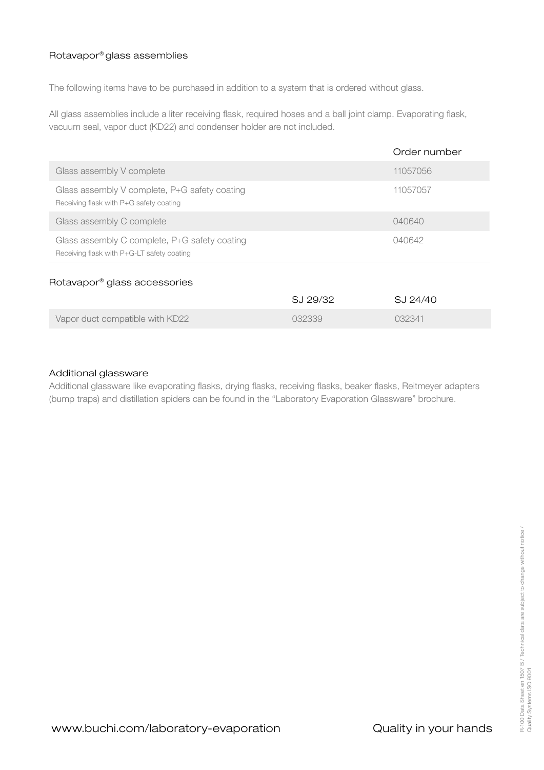## Rotavapor® glass assemblies

The following items have to be purchased in addition to a system that is ordered without glass.

All glass assemblies include a liter receiving flask, required hoses and a ball joint clamp. Evaporating flask, vacuum seal, vapor duct (KD22) and condenser holder are not included.

| | Order number |
|---|---|
| Glass assembly V complete | 11057056 |
| Glass assembly V complete, P+G safety coating<br>Receiving flask with P+G safety coating | 11057057 |
| Glass assembly C complete | 040640 |
| Glass assembly C complete, P+G safety coating<br>Receiving flask with P+G-LT safety coating | 040642 |

## Rotavapor® glass accessories

| | SJ 29/32 | SJ 24/40 |
|---|---|---|
| Vapor duct compatible with KD22 | 032339 | 032341 |

## Additional glassware

Additional glassware like evaporating flasks, drying flasks, receiving flasks, beaker flasks, Reitmeyer adapters (bump traps) and distillation spiders can be found in the "Laboratory Evaporation Glassware" brochure.

www.buchi.com/laboratory-evaporation

Quality in your hands

R-100 Data Sheet en 1507 B / Technical data are subject to change without notice / Quality Systems ISO 9001